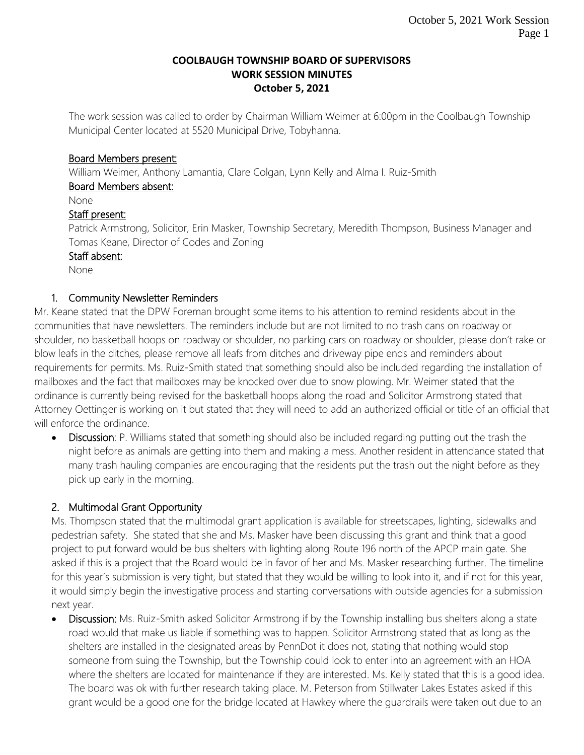# COOLBAUGH TOWNSHIP BOARD OF SUPERVISORS
## WORK SESSION MINUTES
### October 5, 2021

The work session was called to order by Chairman William Weimer at 6:00pm in the Coolbaugh Township Municipal Center located at 5520 Municipal Drive, Tobyhanna.

Board Members present:
William Weimer, Anthony Lamantia, Clare Colgan, Lynn Kelly and Alma I. Ruiz-Smith

Board Members absent:
None

Staff present:
Patrick Armstrong, Solicitor, Erin Masker, Township Secretary, Meredith Thompson, Business Manager and Tomas Keane, Director of Codes and Zoning

Staff absent:
None

1. Community Newsletter Reminders

Mr. Keane stated that the DPW Foreman brought some items to his attention to remind residents about in the communities that have newsletters. The reminders include but are not limited to no trash cans on roadway or shoulder, no basketball hoops on roadway or shoulder, no parking cars on roadway or shoulder, please don't rake or blow leafs in the ditches, please remove all leafs from ditches and driveway pipe ends and reminders about requirements for permits. Ms. Ruiz-Smith stated that something should also be included regarding the installation of mailboxes and the fact that mailboxes may be knocked over due to snow plowing. Mr. Weimer stated that the ordinance is currently being revised for the basketball hoops along the road and Solicitor Armstrong stated that Attorney Oettinger is working on it but stated that they will need to add an authorized official or title of an official that will enforce the ordinance.

- **Discussion**: P. Williams stated that something should also be included regarding putting out the trash the night before as animals are getting into them and making a mess. Another resident in attendance stated that many trash hauling companies are encouraging that the residents put the trash out the night before as they pick up early in the morning.

2. Multimodal Grant Opportunity

Ms. Thompson stated that the multimodal grant application is available for streetscapes, lighting, sidewalks and pedestrian safety. She stated that she and Ms. Masker have been discussing this grant and think that a good project to put forward would be bus shelters with lighting along Route 196 north of the APCP main gate. She asked if this is a project that the Board would be in favor of her and Ms. Masker researching further. The timeline for this year's submission is very tight, but stated that they would be willing to look into it, and if not for this year, it would simply begin the investigative process and starting conversations with outside agencies for a submission next year.

- **Discussion:** Ms. Ruiz-Smith asked Solicitor Armstrong if by the Township installing bus shelters along a state road would that make us liable if something was to happen. Solicitor Armstrong stated that as long as the shelters are installed in the designated areas by PennDot it does not, stating that nothing would stop someone from suing the Township, but the Township could look to enter into an agreement with an HOA where the shelters are located for maintenance if they are interested. Ms. Kelly stated that this is a good idea. The board was ok with further research taking place. M. Peterson from Stillwater Lakes Estates asked if this grant would be a good one for the bridge located at Hawkey where the guardrails were taken out due to an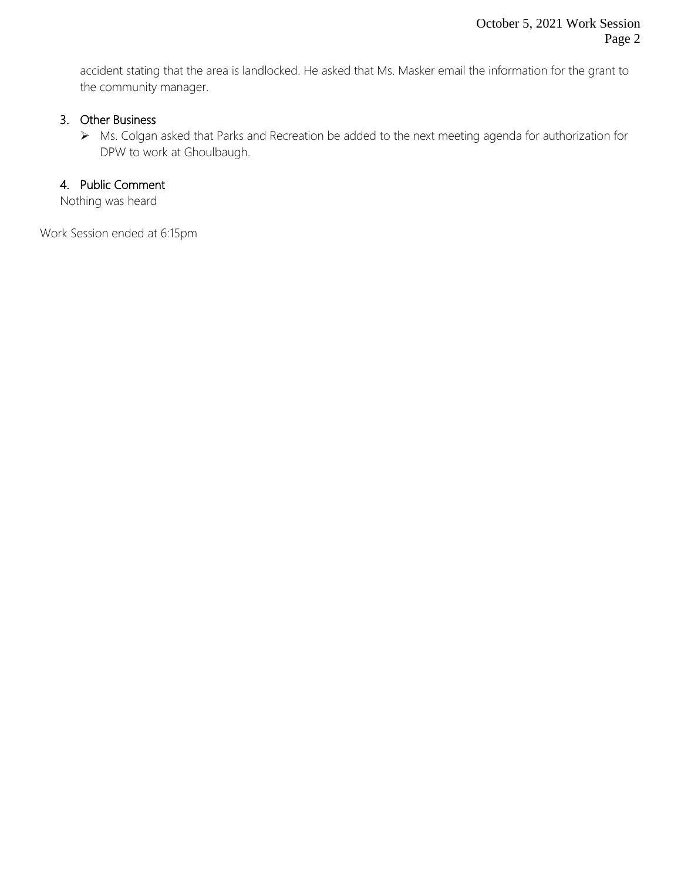accident stating that the area is landlocked. He asked that Ms. Masker email the information for the grant to the community manager.

3. Other Business
   - Ms. Colgan asked that Parks and Recreation be added to the next meeting agenda for authorization for DPW to work at Ghoulbaugh.

4. Public Comment

   Nothing was heard

Work Session ended at 6:15pm